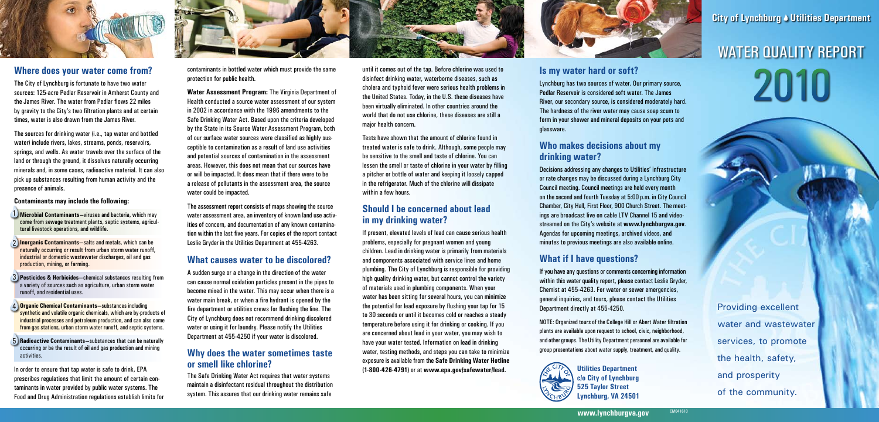City of Lynchburg • Utilities Department

# WATER QUALITY REPORT 2010

Providing excellent water and wastewater services, to promote the health, safety, and prosperity of the community.

## Where does your water come from?

The City of Lynchburg is fortunate to have two water sources: 125-acre Pedlar Reservoir in Amherst County and the James River. The water from Pedlar flows 22 miles by gravity to the City's two filtration plants and at certain times, water is also drawn from the James River.

The sources for drinking water (i.e., tap water and bottled water) include rivers, lakes, streams, ponds, reservoirs, springs, and wells. As water travels over the surface of the land or through the ground, it dissolves naturally occurring minerals and, in some cases, radioactive material. It can also pick up substances resulting from human activity and the presence of animals.

**Contaminants may include the following:**

1. **Microbial Contaminants**—viruses and bacteria, which may come from sewage treatment plants, septic systems, agricultural livestock operations, and wildlife.
2. **Inorganic Contaminants**—salts and metals, which can be naturally occurring or result from urban storm water runoff, industrial or domestic wastewater discharges, oil and gas production, mining, or farming.
3. **Pesticides & Herbicides**—chemical substances resulting from a variety of sources such as agriculture, urban storm water runoff, and residential uses.
4. **Organic Chemical Contaminants**—substances including synthetic and volatile organic chemicals, which are by-products of industrial processes and petroleum production, and can also come from gas stations, urban storm water runoff, and septic systems.
5. **Radioactive Contaminants**—substances that can be naturally occurring or be the result of oil and gas production and mining activities.

In order to ensure that tap water is safe to drink, EPA prescribes regulations that limit the amount of certain contaminants in water provided by public water systems. The Food and Drug Administration regulations establish limits for contaminants in bottled water which must provide the same protection for public health.

**Water Assessment Program:** The Virginia Department of Health conducted a source water assessment of our system in 2002 in accordance with the 1996 amendments to the Safe Drinking Water Act. Based upon the criteria developed by the State in its Source Water Assessment Program, both of our surface water sources were classified as highly susceptible to contamination as a result of land use activities and potential sources of contamination in the assessment areas. However, this does not mean that our sources have or will be impacted. It does mean that if there were to be a release of pollutants in the assessment area, the source water could be impacted.

The assessment report consists of maps showing the source water assessment area, an inventory of known land use activities of concern, and documentation of any known contamination within the last five years. For copies of the report contact Leslie Gryder in the Utilities Department at 455-4263.

## What causes water to be discolored?

A sudden surge or a change in the direction of the water can cause normal oxidation particles present in the pipes to become mixed in the water. This may occur when there is a water main break, or when a fire hydrant is opened by the fire department or utilities crews for flushing the line. The City of Lynchburg does not recommend drinking discolored water or using it for laundry. Please notify the Utilities Department at 455-4250 if your water is discolored.

## Why does the water sometimes taste or smell like chlorine?

The Safe Drinking Water Act requires that water systems maintain a disinfectant residual throughout the distribution system. This assures that our drinking water remains safe until it comes out of the tap. Before chlorine was used to disinfect drinking water, waterborne diseases, such as cholera and typhoid fever were serious health problems in the United States. Today, in the U.S. these diseases have been virtually eliminated. In other countries around the world that do not use chlorine, these diseases are still a major health concern.

Tests have shown that the amount of chlorine found in treated water is safe to drink. Although, some people may be sensitive to the smell and taste of chlorine. You can lessen the smell or taste of chlorine in your water by filling a pitcher or bottle of water and keeping it loosely capped in the refrigerator. Much of the chlorine will dissipate within a few hours.

## Should I be concerned about lead in my drinking water?

If present, elevated levels of lead can cause serious health problems, especially for pregnant women and young children. Lead in drinking water is primarily from materials and components associated with service lines and home plumbing. The City of Lynchburg is responsible for providing high quality drinking water, but cannot control the variety of materials used in plumbing components. When your water has been sitting for several hours, you can minimize the potential for lead exposure by flushing your tap for 15 to 30 seconds or until it becomes cold or reaches a steady temperature before using it for drinking or cooking. If you are concerned about lead in your water, you may wish to have your water tested. Information on lead in drinking water, testing methods, and steps you can take to minimize exposure is available from the **Safe Drinking Water Hotline (1-800-426-4791)** or at **www.epa.gov/safewater/lead.**

## Is my water hard or soft?

Lynchburg has two sources of water. Our primary source, Pedlar Reservoir is considered soft water. The James River, our secondary source, is considered moderately hard. The hardness of the river water may cause soap scum to form in your shower and mineral deposits on your pots and glassware.

## Who makes decisions about my drinking water?

Decisions addressing any changes to Utilities' infrastructure or rate changes may be discussed during a Lynchburg City Council meeting. Council meetings are held every month on the second and fourth Tuesday at 5:00 p.m. in City Council Chamber, City Hall, First Floor, 900 Church Street. The meetings are broadcast live on cable LTV Channel 15 and video-streamed on the City's website at **www.lynchburgva.gov**. Agendas for upcoming meetings, archived videos, and minutes to previous meetings are also available online.

## What if I have questions?

If you have any questions or comments concerning information within this water quality report, please contact Leslie Gryder, Chemist at 455-4263. For water or sewer emergencies, general inquiries, and tours, please contact the Utilities Department directly at 455-4250.

NOTE: Organized tours of the College Hill or Abert Water filtration plants are available upon request to school, civic, neighborhood, and other groups. The Utility Department personnel are available for group presentations about water supply, treatment, and quality.

**Utilities Department**
**c/o City of Lynchburg**
**525 Taylor Street**
**Lynchburg, VA 24501**

**www.lynchburgva.gov**

CM041610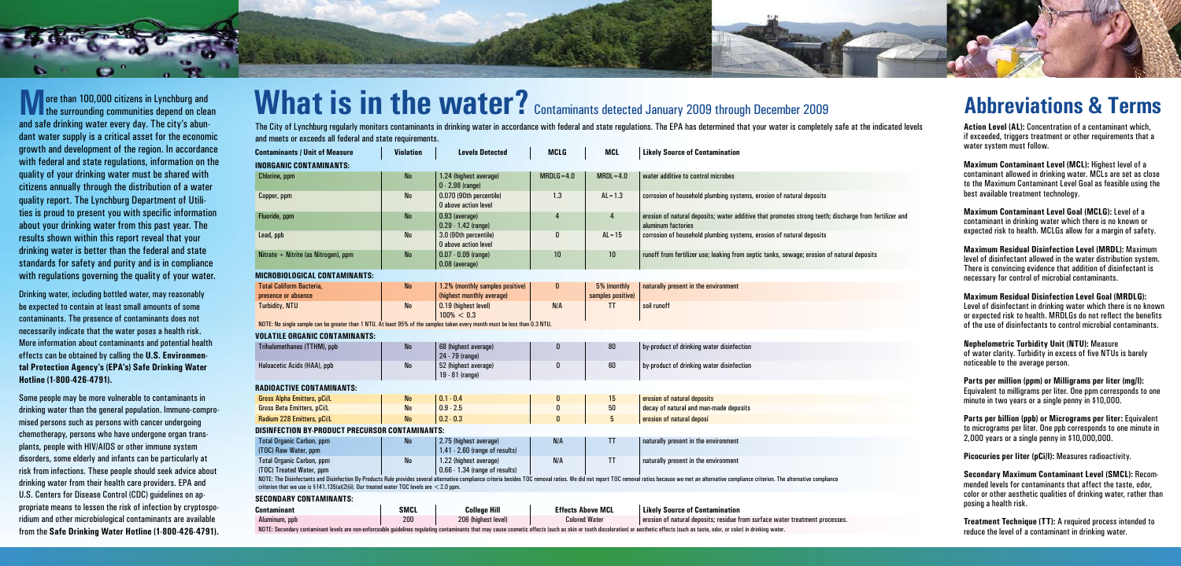**M**ore than 100,000 citizens in Lynchburg and the surrounding communities depend on clean and safe drinking water every day. The city's abundant water supply is a critical asset for the economic growth and development of the region. In accordance with federal and state regulations, information on the quality of your drinking water must be shared with citizens annually through the distribution of a water quality report. The Lynchburg Department of Utilities is proud to present you with specific information about your drinking water from this past year. The results shown within this report reveal that your drinking water is better than the federal and state standards for safety and purity and is in compliance with regulations governing the quality of your water.

Drinking water, including bottled water, may reasonably be expected to contain at least small amounts of some contaminants. The presence of contaminants does not necessarily indicate that the water poses a health risk. More information about contaminants and potential health effects can be obtained by calling the **U.S. Environmental Protection Agency's (EPA's) Safe Drinking Water Hotline (1-800-426-4791).**

Some people may be more vulnerable to contaminants in drinking water than the general population. Immuno-compromised persons such as persons with cancer undergoing chemotherapy, persons who have undergone organ transplants, people with HIV/AIDS or other immune system disorders, some elderly and infants can be particularly at risk from infections. These people should seek advice about drinking water from their health care providers. EPA and U.S. Centers for Disease Control (CDC) guidelines on appropriate means to lessen the risk of infection by cryptosporidium and other microbiological contaminants are available from the **Safe Drinking Water Hotline (1-800-426-4791).**

# What is in the water? Contaminants detected January 2009 through December 2009

The City of Lynchburg regularly monitors contaminants in drinking water in accordance with federal and state regulations. The EPA has determined that your water is completely safe at the indicated levels and meets or exceeds all federal and state requirements.

| Contaminants / Unit of Measure | Violation | Levels Detected | MCLG | MCL | Likely Source of Contamination |
|---|---|---|---|---|---|
| **INORGANIC CONTAMINANTS:** | | | | | |
| Chlorine, ppm | No | 1.24 (highest average)<br>0 - 2.98 (range) | MRDLG = 4.0 | MRDL = 4.0 | water additive to control microbes |
| Copper, ppm | No | 0.070 (90th percentile)<br>0 above action level | 1.3 | AL = 1.3 | corrosion of household plumbing systems, erosion of natural deposits |
| Fluoride, ppm | No | 0.93 (average)<br>0.29 - 1.42 (range) | 4 | 4 | erosion of natural deposits; water additive that promotes strong teeth; discharge from fertilizer and aluminum factories |
| Lead, ppb | No | 3.0 (90th percentile)<br>0 above action level | 0 | AL = 15 | corrosion of household plumbing systems, erosion of natural deposits |
| Nitrate + Nitrite (as Nitrogen), ppm | No | 0.07 - 0.09 (range)<br>0.08 (average) | 10 | 10 | runoff from fertilizer use; leaking from septic tanks, sewage; erosion of natural deposits |
| **MICROBIOLOGICAL CONTAMINANTS:** | | | | | |
| Total Coliform Bacteria, presence or absence | No | 1.2% (monthly samples positive)<br>(highest monthly average) | 0 | 5% (monthly samples positive) | naturally present in the environment |
| Turbidity, NTU | No | 0.19 (highest level)<br>100% < 0.3 | N/A | TT | soil runoff |
| NOTE: No single sample can be greater than 1 NTU. At least 95% of the samples taken every month must be less than 0.3 NTU. | | | | | |
| **VOLATILE ORGANIC CONTAMINANTS:** | | | | | |
| Trihalomethanes (TTHM), ppb | No | 68 (highest average)<br>24 - 79 (range) | 0 | 80 | by-product of drinking water disinfection |
| Haloacetic Acids (HAA), ppb | No | 52 (highest average)<br>19 - 81 (range) | 0 | 60 | by-product of drinking water disinfection |
| **RADIOACTIVE CONTAMINANTS:** | | | | | |
| Gross Alpha Emitters, pCi/L | No | 0.1 - 0.4 | 0 | 15 | erosion of natural deposits |
| Gross Beta Emitters, pCi/L | No | 0.9 - 2.5 | 0 | 50 | decay of natural and man-made deposits |
| Radium 228 Emitters, pCi/L | No | 0.2 - 0.3 | 0 | 5 | erosion of natural deposi |
| **DISINFECTION BY-PRODUCT PRECURSOR CONTAMINANTS:** | | | | | |
| Total Organic Carbon, ppm (TOC) Raw Water, ppm | No | 2.75 (highest average)<br>1.41 - 2.60 (range of results) | N/A | TT | naturally present in the environment |
| Total Organic Carbon, ppm (TOC) Treated Water, ppm | No | 1.22 (highest average)<br>0.66 - 1.34 (range of results) | N/A | TT | naturally present in the environment |
| NOTE: The Disinfectants and Disinfection By-Products Rule provides several alternative compliance criteria besides TOC removal ratios. We did not report TOC removal ratios because we met an alternative compliance criterion. The alternative compliance criterion that we use is §141.135(a)(2)(ii). Our treated water TOC levels are < 2.0 ppm. | | | | | |

**SECONDARY CONTAMINANTS:**

| Contaminant | SMCL | College Hill | Effects Above MCL | Likely Source of Contamination |
|---|---|---|---|---|
| Aluminum, ppb | 200 | 206 (highest level) | Colored Water | erosion of natural deposits; residue from surface water treatment processes. |

NOTE: Secondary contaminant levels are non-enforceable guidelines regulating contaminants that may cause cosmetic effects (such as skin or tooth discoloration) or aesthetic effects (such as taste, odor, or color) in drinking water.

# Abbreviations & Terms

**Action Level (AL):** Concentration of a contaminant which, if exceeded, triggers treatment or other requirements that a water system must follow.

**Maximum Contaminant Level (MCL):** Highest level of a contaminant allowed in drinking water. MCLs are set as close to the Maximum Contaminant Level Goal as feasible using the best available treatment technology.

**Maximum Contaminant Level Goal (MCLG):** Level of a contaminant in drinking water which there is no known or expected risk to health. MCLGs allow for a margin of safety.

**Maximum Residual Disinfection Level (MRDL):** Maximum level of disinfectant allowed in the water distribution system. There is convincing evidence that addition of disinfectant is necessary for control of microbial contaminants.

**Maximum Residual Disinfection Level Goal (MRDLG):** Level of disinfectant in drinking water which there is no known or expected risk to health. MRDLGs do not reflect the benefits of the use of disinfectants to control microbial contaminants.

**Nephelometric Turbidity Unit (NTU):** Measure of water clarity. Turbidity in excess of five NTUs is barely noticeable to the average person.

**Parts per million (ppm) or Milligrams per liter (mg/l):** Equivalent to milligrams per liter. One ppm corresponds to one minute in two years or a single penny in $10,000.

**Parts per billion (ppb) or Micrograms per liter:** Equivalent to micrograms per liter. One ppb corresponds to one minute in 2,000 years or a single penny in $10,000,000.

**Picocuries per liter (pCi/l):** Measures radioactivity.

**Secondary Maximum Contaminant Level (SMCL):** Recommended levels for contaminants that affect the taste, odor, color or other aesthetic qualities of drinking water, rather than posing a health risk.

**Treatment Technique (TT):** A required process intended to reduce the level of a contaminant in drinking water.